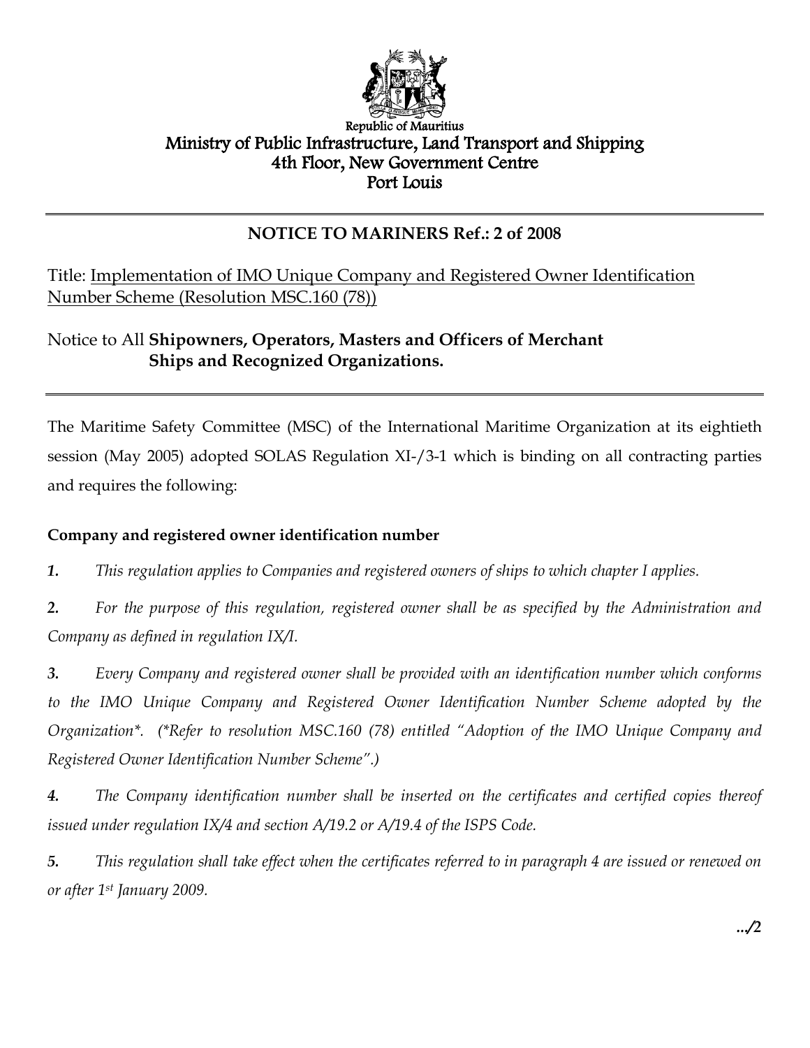Republic of Mauritius

# Ministry of Public Infrastructure, Land Transport and Shipping

4th Floor, New Government Centre

Port Louis

---

## NOTICE TO MARINERS Ref.: 2 of 2008

Title: Implementation of IMO Unique Company and Registered Owner Identification Number Scheme (Resolution MSC.160 (78))

Notice to All **Shipowners, Operators, Masters and Officers of Merchant Ships and Recognized Organizations.**

---

The Maritime Safety Committee (MSC) of the International Maritime Organization at its eightieth session (May 2005) adopted SOLAS Regulation XI-/3-1 which is binding on all contracting parties and requires the following:

**Company and registered owner identification number**

***1.*** *This regulation applies to Companies and registered owners of ships to which chapter I applies.*

***2.*** *For the purpose of this regulation, registered owner shall be as specified by the Administration and Company as defined in regulation IX/I.*

***3.*** *Every Company and registered owner shall be provided with an identification number which conforms to the IMO Unique Company and Registered Owner Identification Number Scheme adopted by the Organization\*. (\*Refer to resolution MSC.160 (78) entitled "Adoption of the IMO Unique Company and Registered Owner Identification Number Scheme".)*

***4.*** *The Company identification number shall be inserted on the certificates and certified copies thereof issued under regulation IX/4 and section A/19.2 or A/19.4 of the ISPS Code.*

***5.*** *This regulation shall take effect when the certificates referred to in paragraph 4 are issued or renewed on or after 1st January 2009.*

**.../2**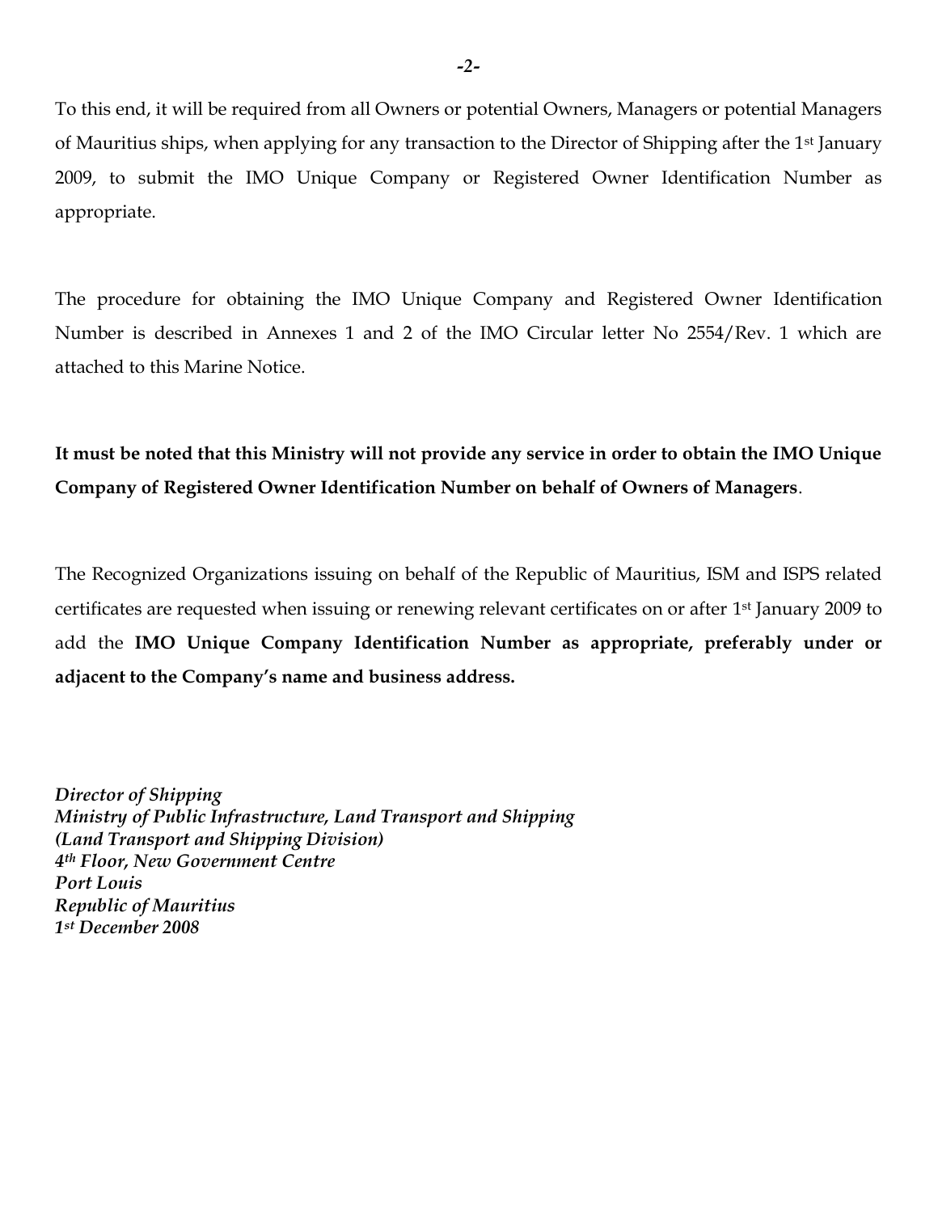To this end, it will be required from all Owners or potential Owners, Managers or potential Managers of Mauritius ships, when applying for any transaction to the Director of Shipping after the 1st January 2009, to submit the IMO Unique Company or Registered Owner Identification Number as appropriate.

The procedure for obtaining the IMO Unique Company and Registered Owner Identification Number is described in Annexes 1 and 2 of the IMO Circular letter No 2554/Rev. 1 which are attached to this Marine Notice.

**It must be noted that this Ministry will not provide any service in order to obtain the IMO Unique Company of Registered Owner Identification Number on behalf of Owners of Managers**.

The Recognized Organizations issuing on behalf of the Republic of Mauritius, ISM and ISPS related certificates are requested when issuing or renewing relevant certificates on or after 1st January 2009 to add the **IMO Unique Company Identification Number as appropriate, preferably under or adjacent to the Company's name and business address.**

***Director of Shipping***
***Ministry of Public Infrastructure, Land Transport and Shipping***
***(Land Transport and Shipping Division)***
***4th Floor, New Government Centre***
***Port Louis***
***Republic of Mauritius***
***1st December 2008***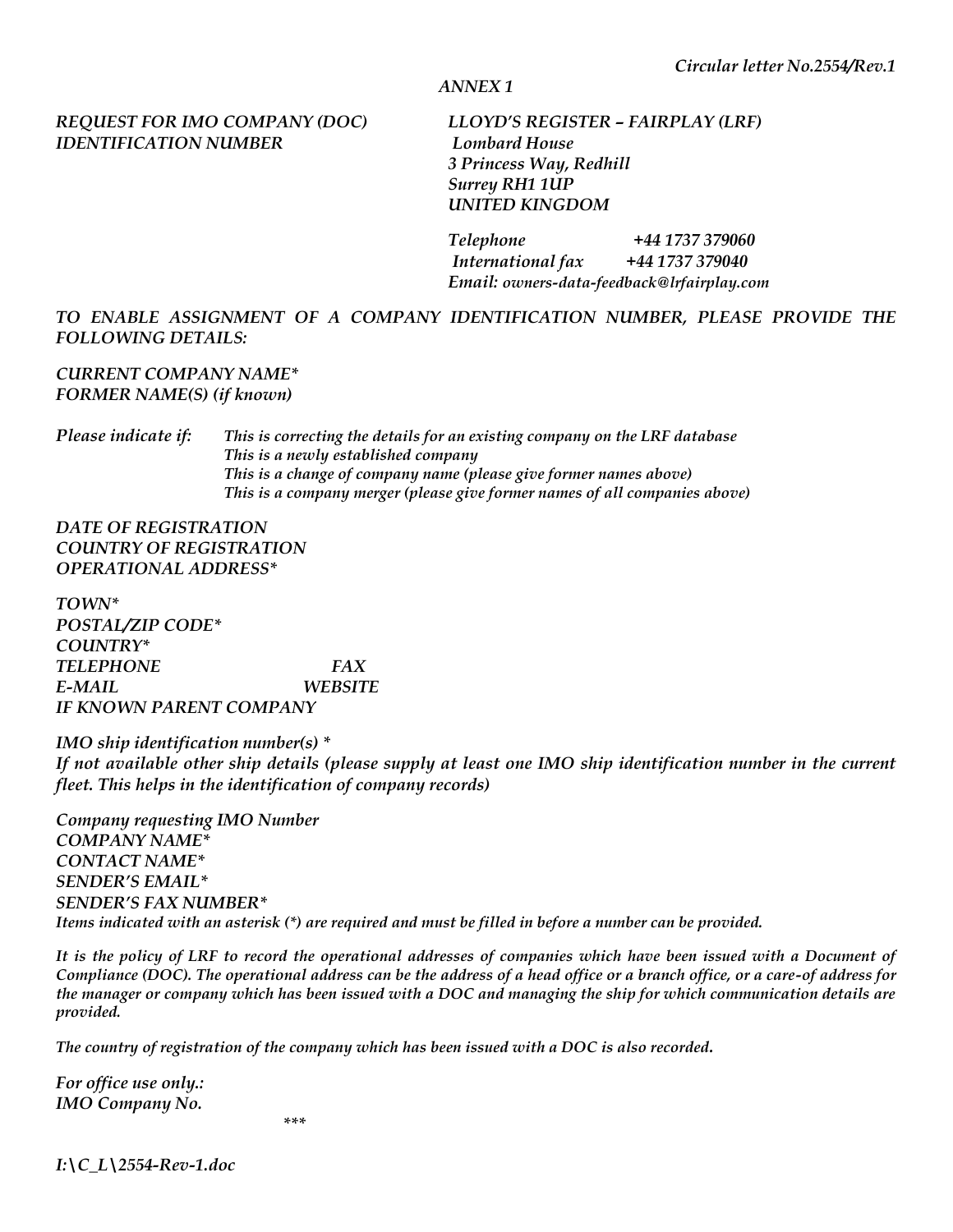*Circular letter No.2554/Rev.1*

*ANNEX 1*

***REQUEST FOR IMO COMPANY (DOC) IDENTIFICATION NUMBER***

***LLOYD'S REGISTER – FAIRPLAY (LRF)***
*Lombard House*
*3 Princess Way, Redhill*
*Surrey RH1 1UP*
*UNITED KINGDOM*

*Telephone* ***+44 1737 379060***
*International fax* ***+44 1737 379040***
*Email: owners-data-feedback@lrfairplay.com*

***TO ENABLE ASSIGNMENT OF A COMPANY IDENTIFICATION NUMBER, PLEASE PROVIDE THE FOLLOWING DETAILS:***

***CURRENT COMPANY NAME****
***FORMER NAME(S) (if known)***

***Please indicate if:***
- *This is correcting the details for an existing company on the LRF database*
- *This is a newly established company*
- *This is a change of company name (please give former names above)*
- *This is a company merger (please give former names of all companies above)*

***DATE OF REGISTRATION***
***COUNTRY OF REGISTRATION***
***OPERATIONAL ADDRESS****

***TOWN****
***POSTAL/ZIP CODE****
***COUNTRY****
***TELEPHONE*** ***FAX***
***E-MAIL*** ***WEBSITE***
***IF KNOWN PARENT COMPANY***

***IMO ship identification number(s) ****
***If not available other ship details (please supply at least one IMO ship identification number in the current fleet. This helps in the identification of company records)***

***Company requesting IMO Number***
***COMPANY NAME****
***CONTACT NAME****
***SENDER'S EMAIL****
***SENDER'S FAX NUMBER****
***Items indicated with an asterisk (*) are required and must be filled in before a number can be provided.***

***It is the policy of LRF to record the operational addresses of companies which have been issued with a Document of Compliance (DOC). The operational address can be the address of a head office or a branch office, or a care-of address for the manager or company which has been issued with a DOC and managing the ship for which communication details are provided.***

***The country of registration of the company which has been issued with a DOC is also recorded.***

***For office use only.:***
***IMO Company No.***

***

*I:\C_L\2554-Rev-1.doc*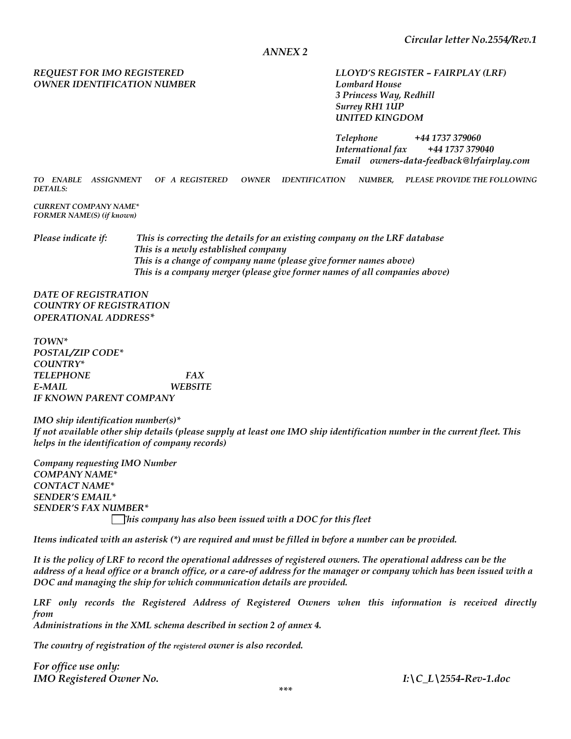*Circular letter No.2554/Rev.1*

## *ANNEX 2*

***REQUEST FOR IMO REGISTERED OWNER IDENTIFICATION NUMBER***

***LLOYD'S REGISTER – FAIRPLAY (LRF)***
*Lombard House*
*3 Princess Way, Redhill*
*Surrey RH1 1UP*
*UNITED KINGDOM*

*Telephone* ***+44 1737 379060***
*International fax* ***+44 1737 379040***
*Email owners-data-feedback@lrfairplay.com*

***TO ENABLE ASSIGNMENT OF A REGISTERED OWNER IDENTIFICATION NUMBER, PLEASE PROVIDE THE FOLLOWING DETAILS:***

***CURRENT COMPANY NAME****
***FORMER NAME(S) (if known)***

***Please indicate if:***
- *This is correcting the details for an existing company on the LRF database*
- *This is a newly established company*
- *This is a change of company name (please give former names above)*
- *This is a company merger (please give former names of all companies above)*

***DATE OF REGISTRATION***
***COUNTRY OF REGISTRATION***
***OPERATIONAL ADDRESS****

***TOWN****
***POSTAL/ZIP CODE****
***COUNTRY****
***TELEPHONE*** ***FAX***
***E-MAIL*** ***WEBSITE***
***IF KNOWN PARENT COMPANY***

***IMO ship identification number(s)****
*If not available other ship details (please supply at least one IMO ship identification number in the current fleet. This helps in the identification of company records)*

*Company requesting IMO Number*
***COMPANY NAME****
***CONTACT NAME****
***SENDER'S EMAIL****
***SENDER'S FAX NUMBER****

☐ *This company has also been issued with a DOC for this fleet*

*Items indicated with an asterisk (*) are required and must be filled in before a number can be provided.*

*It is the policy of LRF to record the operational addresses of registered owners. The operational address can be the address of a head office or a branch office, or a care-of address for the manager or company which has been issued with a DOC and managing the ship for which communication details are provided.*

*LRF only records the Registered Address of Registered Owners when this information is received directly from Administrations in the XML schema described in section 2 of annex 4.*

*The country of registration of the registered owner is also recorded.*

*For office use only:*
*IMO Registered Owner No.*

I:\C_L\2554-Rev-1.doc

***